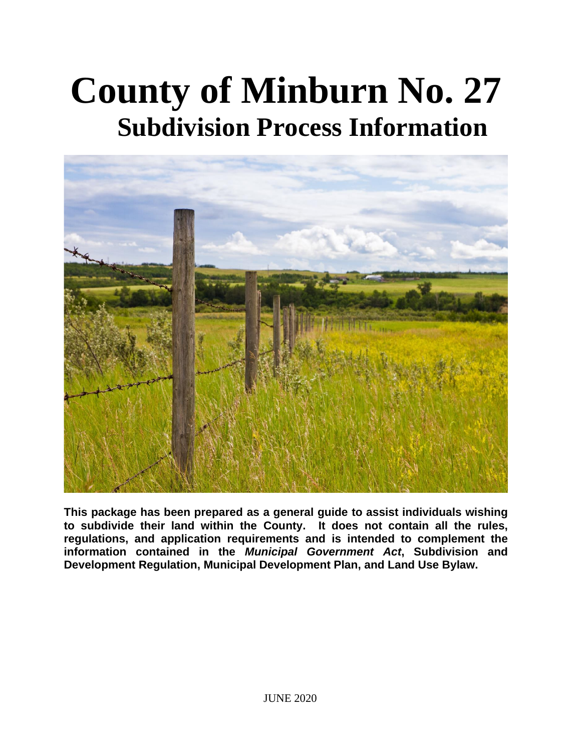# County of Minburn No. 27

## Subdivision Process Information

**This package has been prepared as a general guide to assist individuals wishing to subdivide their land within the County. It does not contain all the rules, regulations, and application requirements and is intended to complement the information contained in the *Municipal Government Act*, Subdivision and Development Regulation, Municipal Development Plan, and Land Use Bylaw.**

JUNE 2020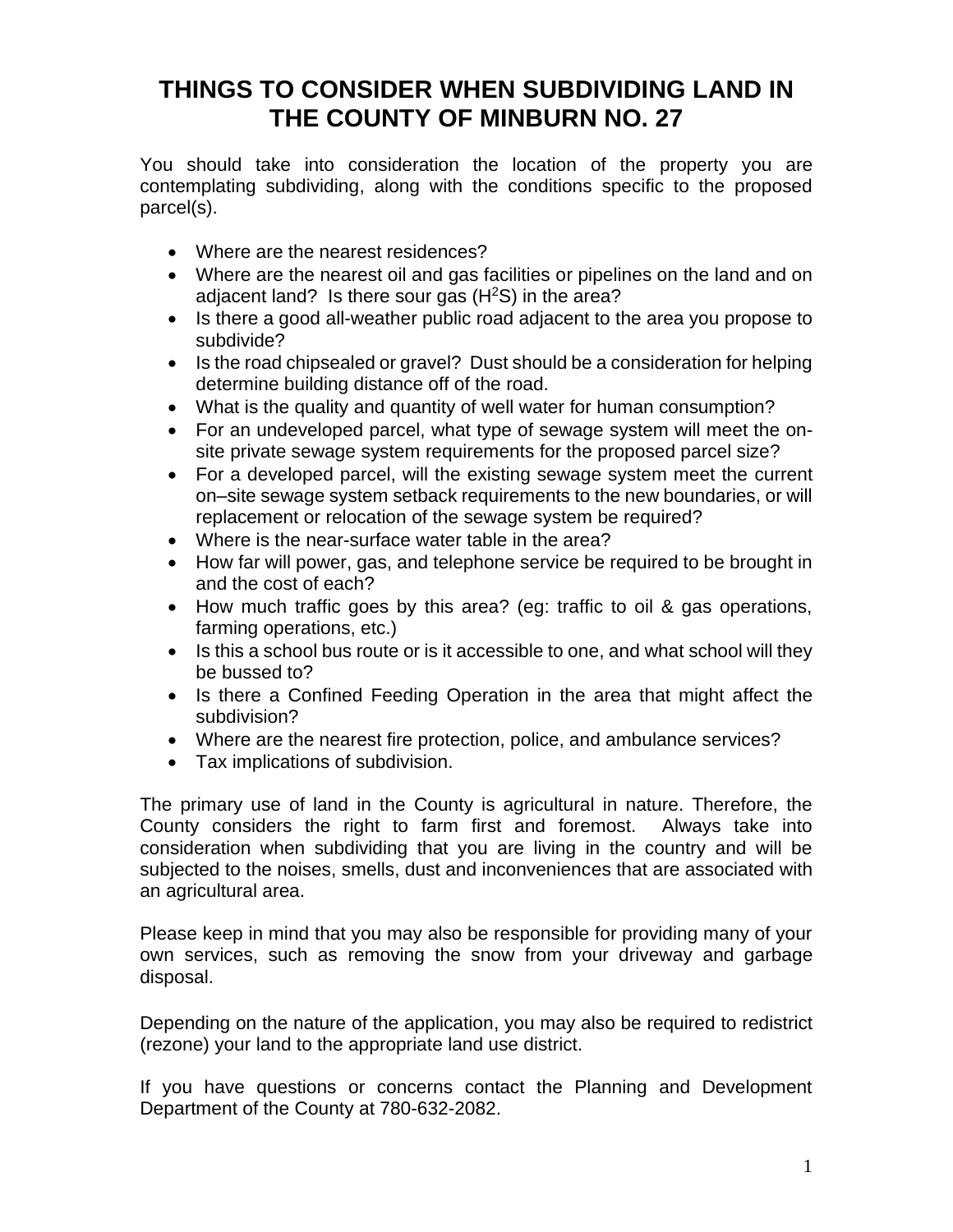# THINGS TO CONSIDER WHEN SUBDIVIDING LAND IN THE COUNTY OF MINBURN NO. 27

You should take into consideration the location of the property you are contemplating subdividing, along with the conditions specific to the proposed parcel(s).

- Where are the nearest residences?
- Where are the nearest oil and gas facilities or pipelines on the land and on adjacent land? Is there sour gas ($H^2S$) in the area?
- Is there a good all-weather public road adjacent to the area you propose to subdivide?
- Is the road chipsealed or gravel? Dust should be a consideration for helping determine building distance off of the road.
- What is the quality and quantity of well water for human consumption?
- For an undeveloped parcel, what type of sewage system will meet the on-site private sewage system requirements for the proposed parcel size?
- For a developed parcel, will the existing sewage system meet the current on–site sewage system setback requirements to the new boundaries, or will replacement or relocation of the sewage system be required?
- Where is the near-surface water table in the area?
- How far will power, gas, and telephone service be required to be brought in and the cost of each?
- How much traffic goes by this area? (eg: traffic to oil & gas operations, farming operations, etc.)
- Is this a school bus route or is it accessible to one, and what school will they be bussed to?
- Is there a Confined Feeding Operation in the area that might affect the subdivision?
- Where are the nearest fire protection, police, and ambulance services?
- Tax implications of subdivision.

The primary use of land in the County is agricultural in nature. Therefore, the County considers the right to farm first and foremost. Always take into consideration when subdividing that you are living in the country and will be subjected to the noises, smells, dust and inconveniences that are associated with an agricultural area.

Please keep in mind that you may also be responsible for providing many of your own services, such as removing the snow from your driveway and garbage disposal.

Depending on the nature of the application, you may also be required to redistrict (rezone) your land to the appropriate land use district.

If you have questions or concerns contact the Planning and Development Department of the County at 780-632-2082.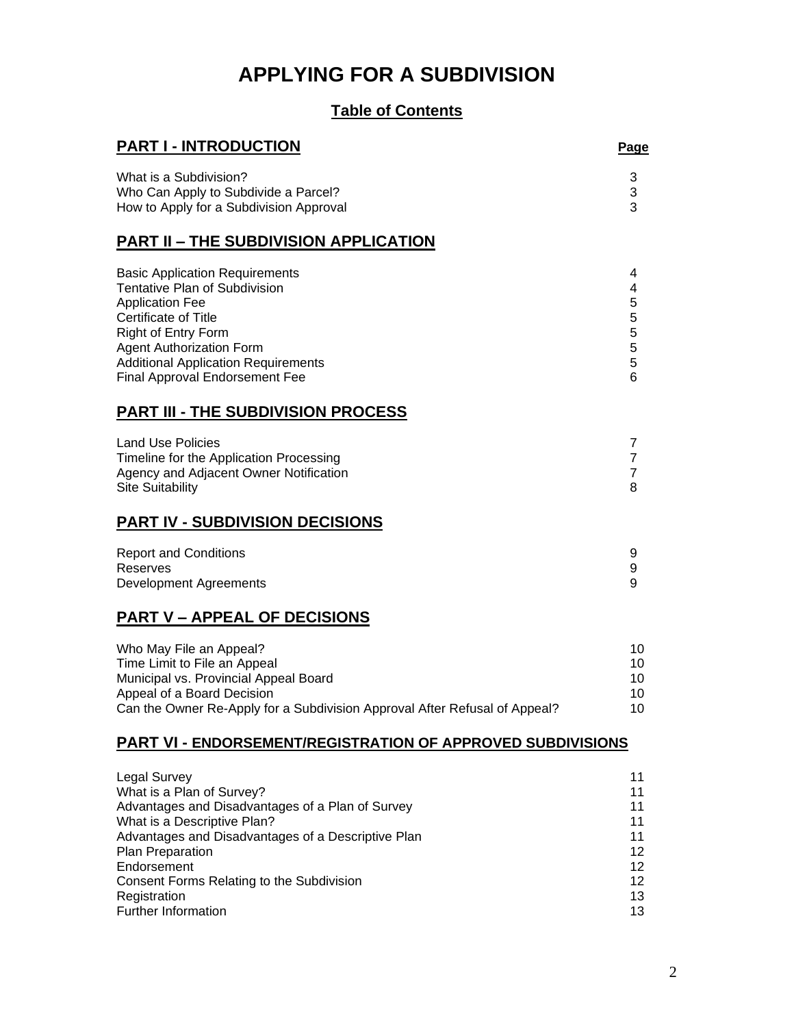# APPLYING FOR A SUBDIVISION

## Table of Contents

| PART I - INTRODUCTION | Page |
|---|---|
| What is a Subdivision? | 3 |
| Who Can Apply to Subdivide a Parcel? | 3 |
| How to Apply for a Subdivision Approval | 3 |
| **PART II – THE SUBDIVISION APPLICATION** | |
| Basic Application Requirements | 4 |
| Tentative Plan of Subdivision | 4 |
| Application Fee | 5 |
| Certificate of Title | 5 |
| Right of Entry Form | 5 |
| Agent Authorization Form | 5 |
| Additional Application Requirements | 5 |
| Final Approval Endorsement Fee | 6 |
| **PART III - THE SUBDIVISION PROCESS** | |
| Land Use Policies | 7 |
| Timeline for the Application Processing | 7 |
| Agency and Adjacent Owner Notification | 7 |
| Site Suitability | 8 |
| **PART IV - SUBDIVISION DECISIONS** | |
| Report and Conditions | 9 |
| Reserves | 9 |
| Development Agreements | 9 |
| **PART V – APPEAL OF DECISIONS** | |
| Who May File an Appeal? | 10 |
| Time Limit to File an Appeal | 10 |
| Municipal vs. Provincial Appeal Board | 10 |
| Appeal of a Board Decision | 10 |
| Can the Owner Re-Apply for a Subdivision Approval After Refusal of Appeal? | 10 |
| **PART VI - ENDORSEMENT/REGISTRATION OF APPROVED SUBDIVISIONS** | |
| Legal Survey | 11 |
| What is a Plan of Survey? | 11 |
| Advantages and Disadvantages of a Plan of Survey | 11 |
| What is a Descriptive Plan? | 11 |
| Advantages and Disadvantages of a Descriptive Plan | 11 |
| Plan Preparation | 12 |
| Endorsement | 12 |
| Consent Forms Relating to the Subdivision | 12 |
| Registration | 13 |
| Further Information | 13 |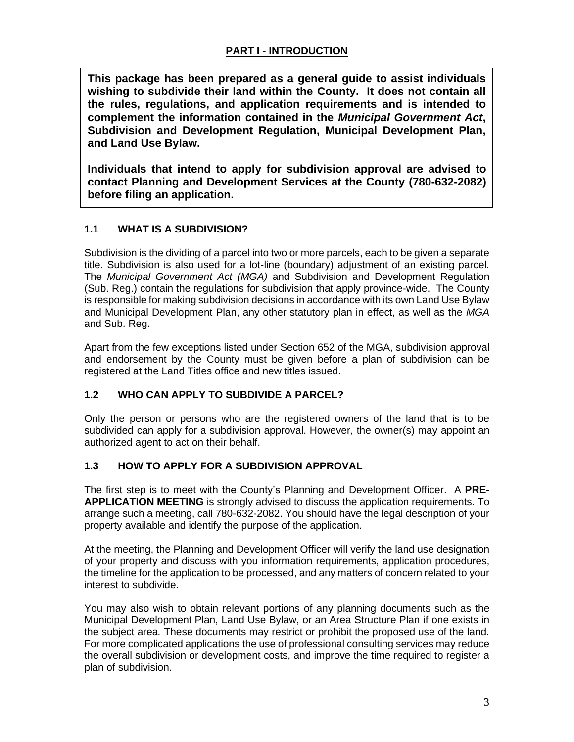## PART I - INTRODUCTION

**This package has been prepared as a general guide to assist individuals wishing to subdivide their land within the County. It does not contain all the rules, regulations, and application requirements and is intended to complement the information contained in the *Municipal Government Act*, Subdivision and Development Regulation, Municipal Development Plan, and Land Use Bylaw.**

**Individuals that intend to apply for subdivision approval are advised to contact Planning and Development Services at the County (780-632-2082) before filing an application.**

### 1.1 WHAT IS A SUBDIVISION?

Subdivision is the dividing of a parcel into two or more parcels, each to be given a separate title. Subdivision is also used for a lot-line (boundary) adjustment of an existing parcel. The *Municipal Government Act (MGA)* and Subdivision and Development Regulation (Sub. Reg.) contain the regulations for subdivision that apply province-wide. The County is responsible for making subdivision decisions in accordance with its own Land Use Bylaw and Municipal Development Plan, any other statutory plan in effect, as well as the *MGA* and Sub. Reg.

Apart from the few exceptions listed under Section 652 of the MGA, subdivision approval and endorsement by the County must be given before a plan of subdivision can be registered at the Land Titles office and new titles issued.

### 1.2 WHO CAN APPLY TO SUBDIVIDE A PARCEL?

Only the person or persons who are the registered owners of the land that is to be subdivided can apply for a subdivision approval. However, the owner(s) may appoint an authorized agent to act on their behalf.

### 1.3 HOW TO APPLY FOR A SUBDIVISION APPROVAL

The first step is to meet with the County's Planning and Development Officer. A **PRE-APPLICATION MEETING** is strongly advised to discuss the application requirements. To arrange such a meeting, call 780-632-2082. You should have the legal description of your property available and identify the purpose of the application.

At the meeting, the Planning and Development Officer will verify the land use designation of your property and discuss with you information requirements, application procedures, the timeline for the application to be processed, and any matters of concern related to your interest to subdivide.

You may also wish to obtain relevant portions of any planning documents such as the Municipal Development Plan, Land Use Bylaw, or an Area Structure Plan if one exists in the subject area. These documents may restrict or prohibit the proposed use of the land. For more complicated applications the use of professional consulting services may reduce the overall subdivision or development costs, and improve the time required to register a plan of subdivision.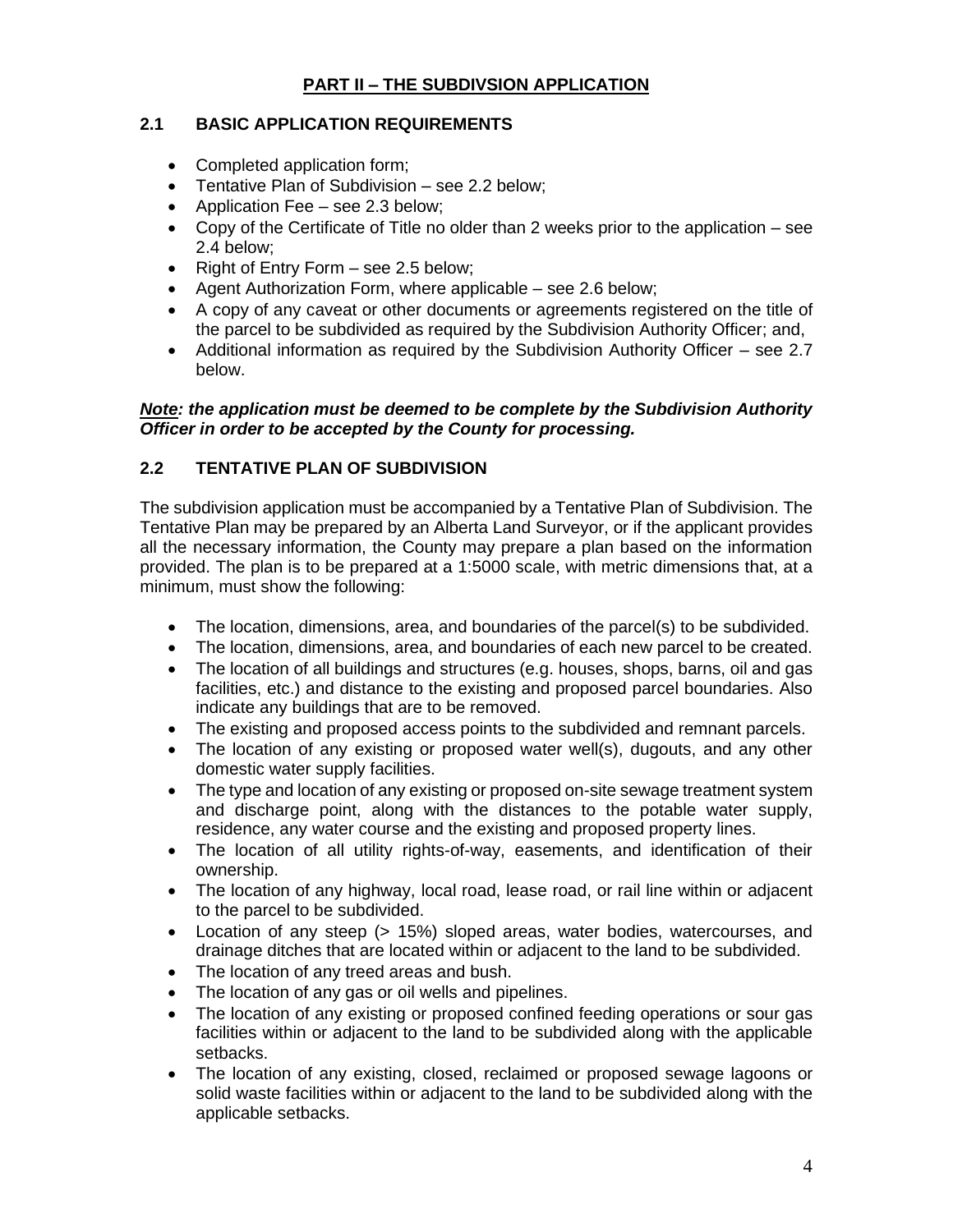# PART II – THE SUBDIVSION APPLICATION

## 2.1 BASIC APPLICATION REQUIREMENTS

- Completed application form;
- Tentative Plan of Subdivision – see 2.2 below;
- Application Fee – see 2.3 below;
- Copy of the Certificate of Title no older than 2 weeks prior to the application – see 2.4 below;
- Right of Entry Form – see 2.5 below;
- Agent Authorization Form, where applicable – see 2.6 below;
- A copy of any caveat or other documents or agreements registered on the title of the parcel to be subdivided as required by the Subdivision Authority Officer; and,
- Additional information as required by the Subdivision Authority Officer – see 2.7 below.

***Note*: the application must be deemed to be complete by the Subdivision Authority Officer in order to be accepted by the County for processing.**

## 2.2 TENTATIVE PLAN OF SUBDIVISION

The subdivision application must be accompanied by a Tentative Plan of Subdivision. The Tentative Plan may be prepared by an Alberta Land Surveyor, or if the applicant provides all the necessary information, the County may prepare a plan based on the information provided. The plan is to be prepared at a 1:5000 scale, with metric dimensions that, at a minimum, must show the following:

- The location, dimensions, area, and boundaries of the parcel(s) to be subdivided.
- The location, dimensions, area, and boundaries of each new parcel to be created.
- The location of all buildings and structures (e.g. houses, shops, barns, oil and gas facilities, etc.) and distance to the existing and proposed parcel boundaries. Also indicate any buildings that are to be removed.
- The existing and proposed access points to the subdivided and remnant parcels.
- The location of any existing or proposed water well(s), dugouts, and any other domestic water supply facilities.
- The type and location of any existing or proposed on-site sewage treatment system and discharge point, along with the distances to the potable water supply, residence, any water course and the existing and proposed property lines.
- The location of all utility rights-of-way, easements, and identification of their ownership.
- The location of any highway, local road, lease road, or rail line within or adjacent to the parcel to be subdivided.
- Location of any steep (> 15%) sloped areas, water bodies, watercourses, and drainage ditches that are located within or adjacent to the land to be subdivided.
- The location of any treed areas and bush.
- The location of any gas or oil wells and pipelines.
- The location of any existing or proposed confined feeding operations or sour gas facilities within or adjacent to the land to be subdivided along with the applicable setbacks.
- The location of any existing, closed, reclaimed or proposed sewage lagoons or solid waste facilities within or adjacent to the land to be subdivided along with the applicable setbacks.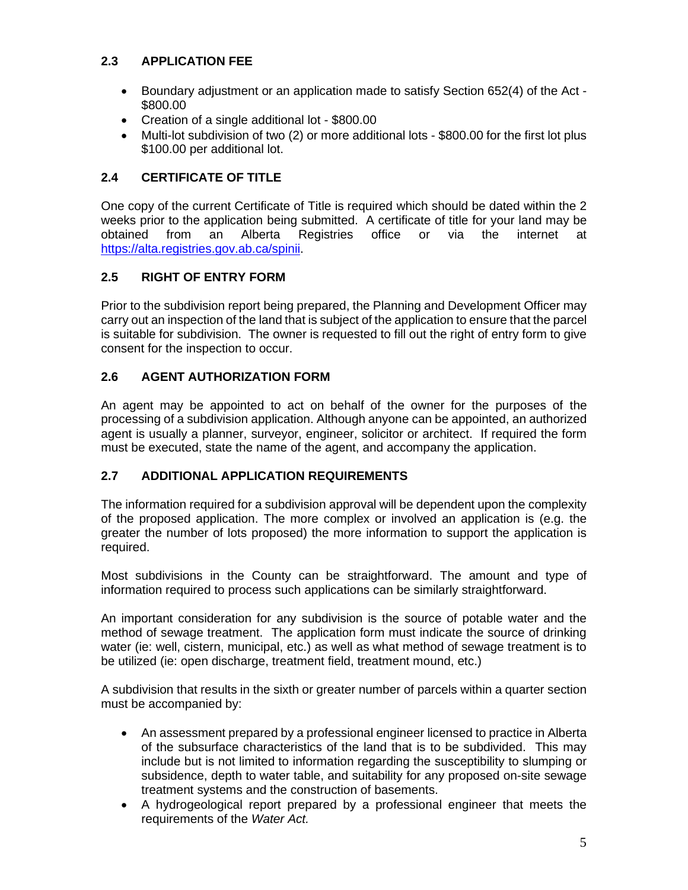### 2.3 APPLICATION FEE

- Boundary adjustment or an application made to satisfy Section 652(4) of the Act - $800.00
- Creation of a single additional lot - $800.00
- Multi-lot subdivision of two (2) or more additional lots - $800.00 for the first lot plus $100.00 per additional lot.

### 2.4 CERTIFICATE OF TITLE

One copy of the current Certificate of Title is required which should be dated within the 2 weeks prior to the application being submitted. A certificate of title for your land may be obtained from an Alberta Registries office or via the internet at https://alta.registries.gov.ab.ca/spinii.

### 2.5 RIGHT OF ENTRY FORM

Prior to the subdivision report being prepared, the Planning and Development Officer may carry out an inspection of the land that is subject of the application to ensure that the parcel is suitable for subdivision. The owner is requested to fill out the right of entry form to give consent for the inspection to occur.

### 2.6 AGENT AUTHORIZATION FORM

An agent may be appointed to act on behalf of the owner for the purposes of the processing of a subdivision application. Although anyone can be appointed, an authorized agent is usually a planner, surveyor, engineer, solicitor or architect. If required the form must be executed, state the name of the agent, and accompany the application.

### 2.7 ADDITIONAL APPLICATION REQUIREMENTS

The information required for a subdivision approval will be dependent upon the complexity of the proposed application. The more complex or involved an application is (e.g. the greater the number of lots proposed) the more information to support the application is required.

Most subdivisions in the County can be straightforward. The amount and type of information required to process such applications can be similarly straightforward.

An important consideration for any subdivision is the source of potable water and the method of sewage treatment. The application form must indicate the source of drinking water (ie: well, cistern, municipal, etc.) as well as what method of sewage treatment is to be utilized (ie: open discharge, treatment field, treatment mound, etc.)

A subdivision that results in the sixth or greater number of parcels within a quarter section must be accompanied by:

- An assessment prepared by a professional engineer licensed to practice in Alberta of the subsurface characteristics of the land that is to be subdivided. This may include but is not limited to information regarding the susceptibility to slumping or subsidence, depth to water table, and suitability for any proposed on-site sewage treatment systems and the construction of basements.
- A hydrogeological report prepared by a professional engineer that meets the requirements of the *Water Act.*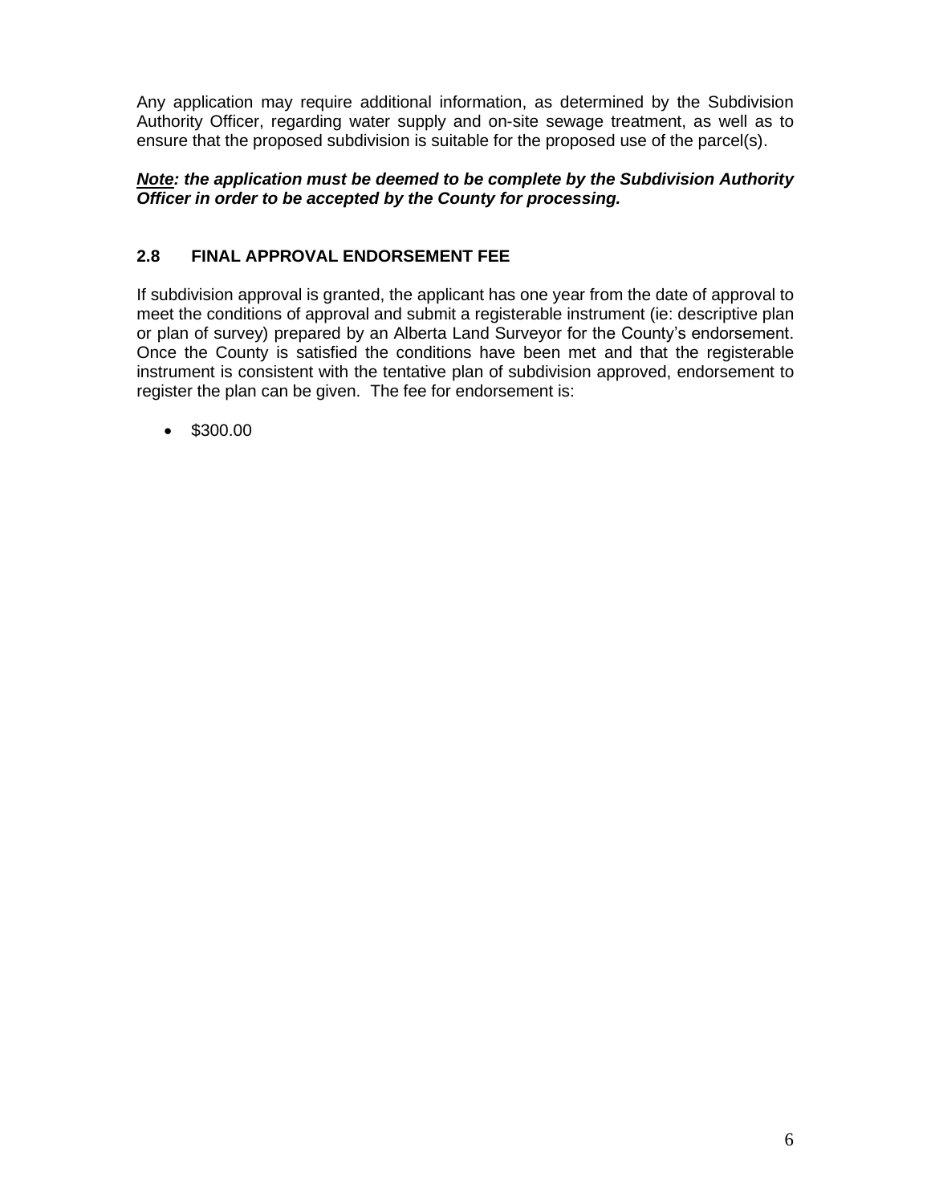Any application may require additional information, as determined by the Subdivision Authority Officer, regarding water supply and on-site sewage treatment, as well as to ensure that the proposed subdivision is suitable for the proposed use of the parcel(s).

***<u>Note</u>: the application must be deemed to be complete by the Subdivision Authority Officer in order to be accepted by the County for processing.***

## 2.8 FINAL APPROVAL ENDORSEMENT FEE

If subdivision approval is granted, the applicant has one year from the date of approval to meet the conditions of approval and submit a registerable instrument (ie: descriptive plan or plan of survey) prepared by an Alberta Land Surveyor for the County's endorsement. Once the County is satisfied the conditions have been met and that the registerable instrument is consistent with the tentative plan of subdivision approved, endorsement to register the plan can be given. The fee for endorsement is:

- $300.00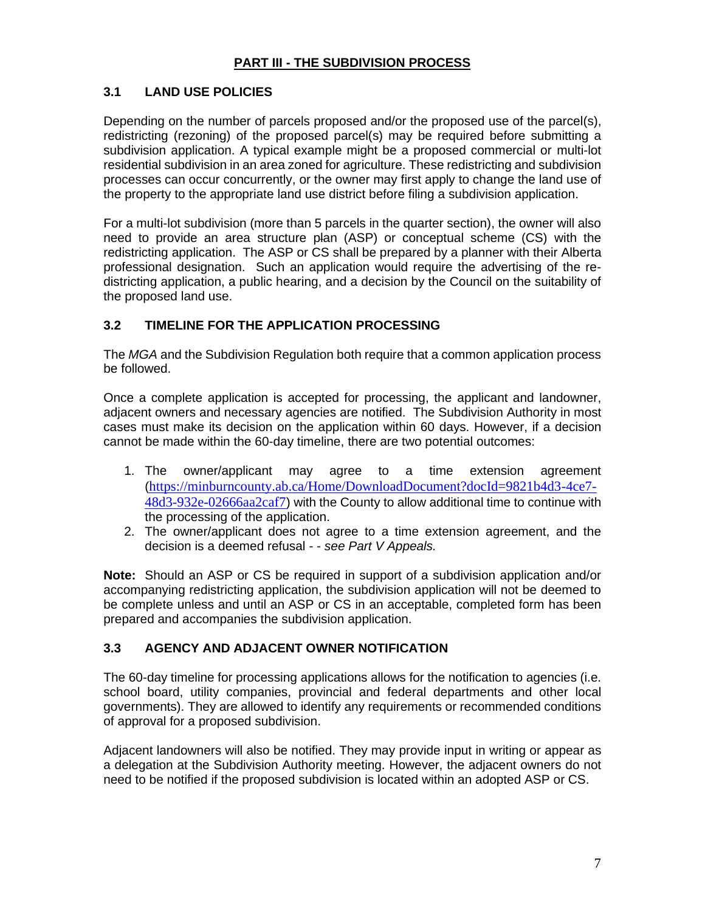## PART III - THE SUBDIVISION PROCESS

### 3.1 LAND USE POLICIES

Depending on the number of parcels proposed and/or the proposed use of the parcel(s), redistricting (rezoning) of the proposed parcel(s) may be required before submitting a subdivision application. A typical example might be a proposed commercial or multi-lot residential subdivision in an area zoned for agriculture. These redistricting and subdivision processes can occur concurrently, or the owner may first apply to change the land use of the property to the appropriate land use district before filing a subdivision application.

For a multi-lot subdivision (more than 5 parcels in the quarter section), the owner will also need to provide an area structure plan (ASP) or conceptual scheme (CS) with the redistricting application. The ASP or CS shall be prepared by a planner with their Alberta professional designation. Such an application would require the advertising of the re-districting application, a public hearing, and a decision by the Council on the suitability of the proposed land use.

### 3.2 TIMELINE FOR THE APPLICATION PROCESSING

The *MGA* and the Subdivision Regulation both require that a common application process be followed.

Once a complete application is accepted for processing, the applicant and landowner, adjacent owners and necessary agencies are notified. The Subdivision Authority in most cases must make its decision on the application within 60 days. However, if a decision cannot be made within the 60-day timeline, there are two potential outcomes:

1. The owner/applicant may agree to a time extension agreement (https://minburncounty.ab.ca/Home/DownloadDocument?docId=9821b4d3-4ce7-48d3-932e-02666aa2caf7) with the County to allow additional time to continue with the processing of the application.
2. The owner/applicant does not agree to a time extension agreement, and the decision is a deemed refusal - - *see Part V Appeals.*

**Note:** Should an ASP or CS be required in support of a subdivision application and/or accompanying redistricting application, the subdivision application will not be deemed to be complete unless and until an ASP or CS in an acceptable, completed form has been prepared and accompanies the subdivision application.

### 3.3 AGENCY AND ADJACENT OWNER NOTIFICATION

The 60-day timeline for processing applications allows for the notification to agencies (i.e. school board, utility companies, provincial and federal departments and other local governments). They are allowed to identify any requirements or recommended conditions of approval for a proposed subdivision.

Adjacent landowners will also be notified. They may provide input in writing or appear as a delegation at the Subdivision Authority meeting. However, the adjacent owners do not need to be notified if the proposed subdivision is located within an adopted ASP or CS.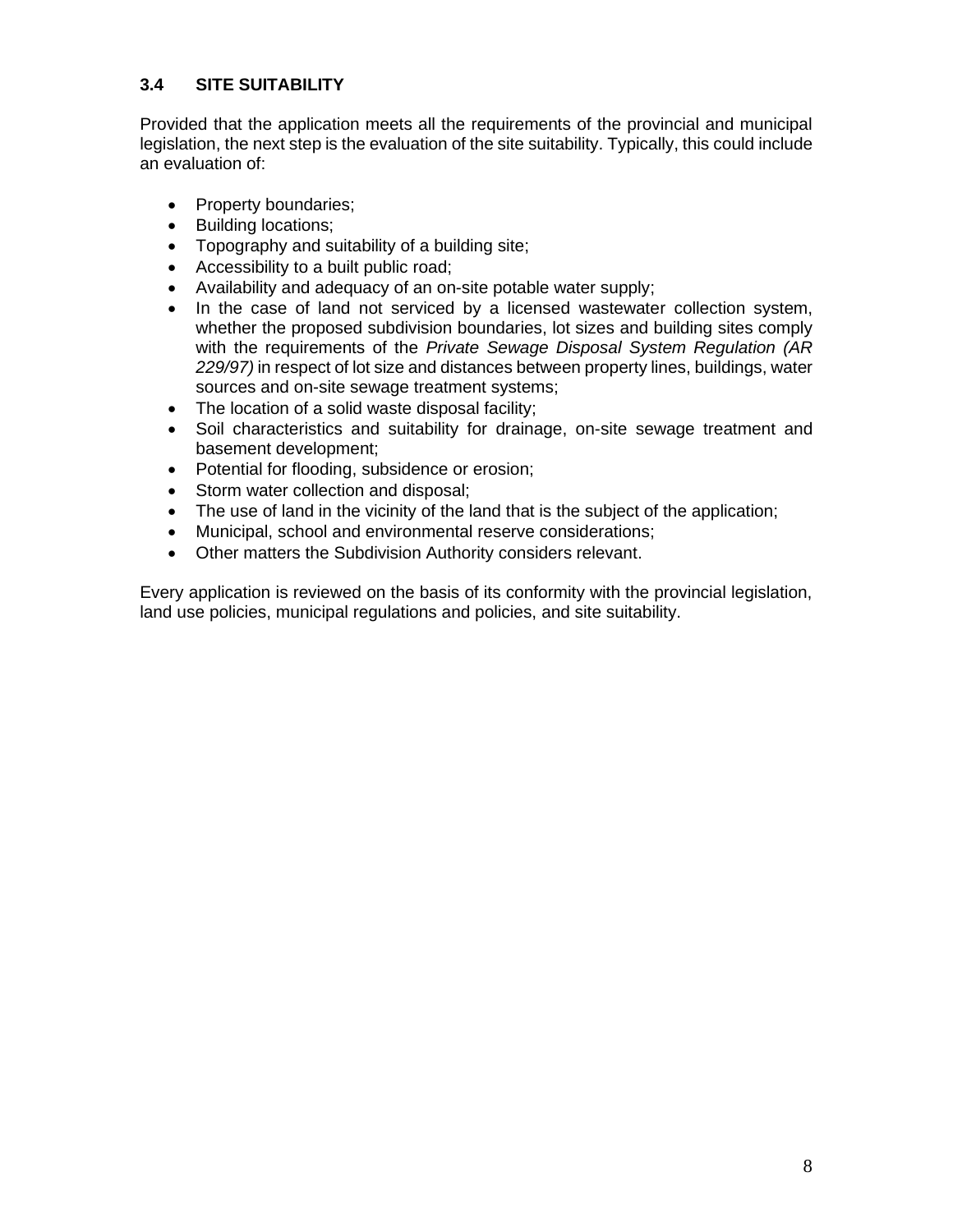### 3.4 SITE SUITABILITY

Provided that the application meets all the requirements of the provincial and municipal legislation, the next step is the evaluation of the site suitability. Typically, this could include an evaluation of:

- Property boundaries;
- Building locations;
- Topography and suitability of a building site;
- Accessibility to a built public road;
- Availability and adequacy of an on-site potable water supply;
- In the case of land not serviced by a licensed wastewater collection system, whether the proposed subdivision boundaries, lot sizes and building sites comply with the requirements of the *Private Sewage Disposal System Regulation (AR 229/97)* in respect of lot size and distances between property lines, buildings, water sources and on-site sewage treatment systems;
- The location of a solid waste disposal facility;
- Soil characteristics and suitability for drainage, on-site sewage treatment and basement development;
- Potential for flooding, subsidence or erosion;
- Storm water collection and disposal;
- The use of land in the vicinity of the land that is the subject of the application;
- Municipal, school and environmental reserve considerations;
- Other matters the Subdivision Authority considers relevant.

Every application is reviewed on the basis of its conformity with the provincial legislation, land use policies, municipal regulations and policies, and site suitability.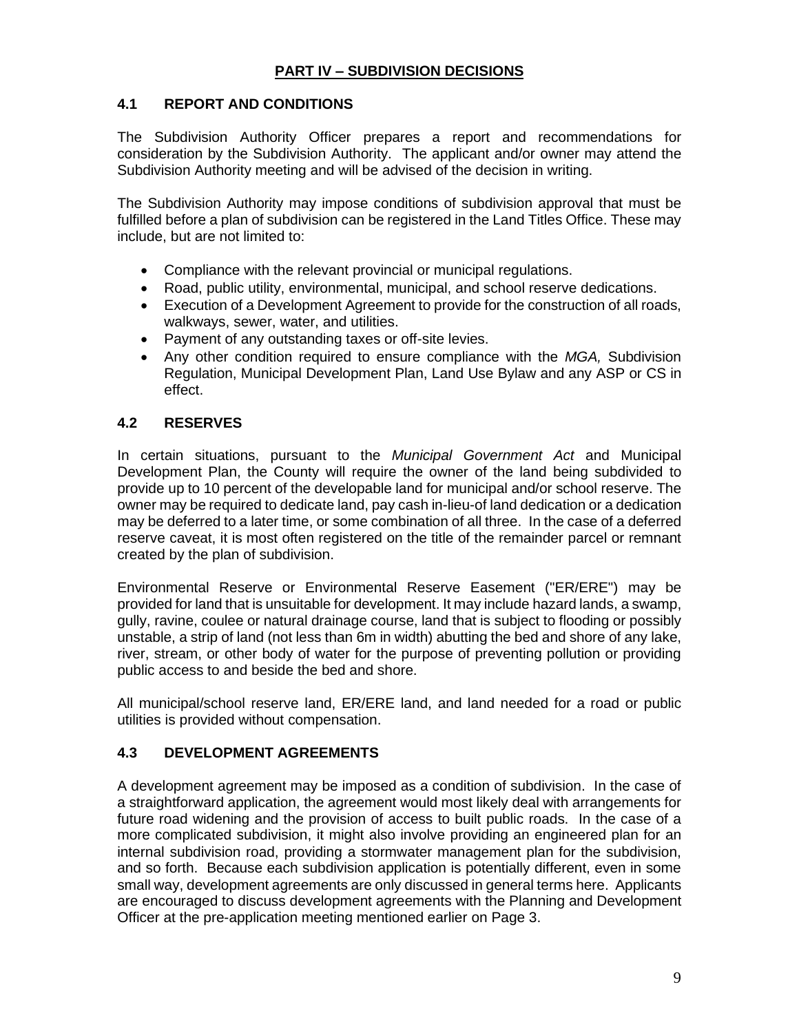## PART IV – SUBDIVISION DECISIONS

### 4.1 REPORT AND CONDITIONS

The Subdivision Authority Officer prepares a report and recommendations for consideration by the Subdivision Authority. The applicant and/or owner may attend the Subdivision Authority meeting and will be advised of the decision in writing.

The Subdivision Authority may impose conditions of subdivision approval that must be fulfilled before a plan of subdivision can be registered in the Land Titles Office. These may include, but are not limited to:

- Compliance with the relevant provincial or municipal regulations.
- Road, public utility, environmental, municipal, and school reserve dedications.
- Execution of a Development Agreement to provide for the construction of all roads, walkways, sewer, water, and utilities.
- Payment of any outstanding taxes or off-site levies.
- Any other condition required to ensure compliance with the *MGA,* Subdivision Regulation, Municipal Development Plan, Land Use Bylaw and any ASP or CS in effect.

### 4.2 RESERVES

In certain situations, pursuant to the *Municipal Government Act* and Municipal Development Plan, the County will require the owner of the land being subdivided to provide up to 10 percent of the developable land for municipal and/or school reserve. The owner may be required to dedicate land, pay cash in-lieu-of land dedication or a dedication may be deferred to a later time, or some combination of all three. In the case of a deferred reserve caveat, it is most often registered on the title of the remainder parcel or remnant created by the plan of subdivision.

Environmental Reserve or Environmental Reserve Easement ("ER/ERE") may be provided for land that is unsuitable for development. It may include hazard lands, a swamp, gully, ravine, coulee or natural drainage course, land that is subject to flooding or possibly unstable, a strip of land (not less than 6m in width) abutting the bed and shore of any lake, river, stream, or other body of water for the purpose of preventing pollution or providing public access to and beside the bed and shore.

All municipal/school reserve land, ER/ERE land, and land needed for a road or public utilities is provided without compensation.

### 4.3 DEVELOPMENT AGREEMENTS

A development agreement may be imposed as a condition of subdivision. In the case of a straightforward application, the agreement would most likely deal with arrangements for future road widening and the provision of access to built public roads. In the case of a more complicated subdivision, it might also involve providing an engineered plan for an internal subdivision road, providing a stormwater management plan for the subdivision, and so forth. Because each subdivision application is potentially different, even in some small way, development agreements are only discussed in general terms here. Applicants are encouraged to discuss development agreements with the Planning and Development Officer at the pre-application meeting mentioned earlier on Page 3.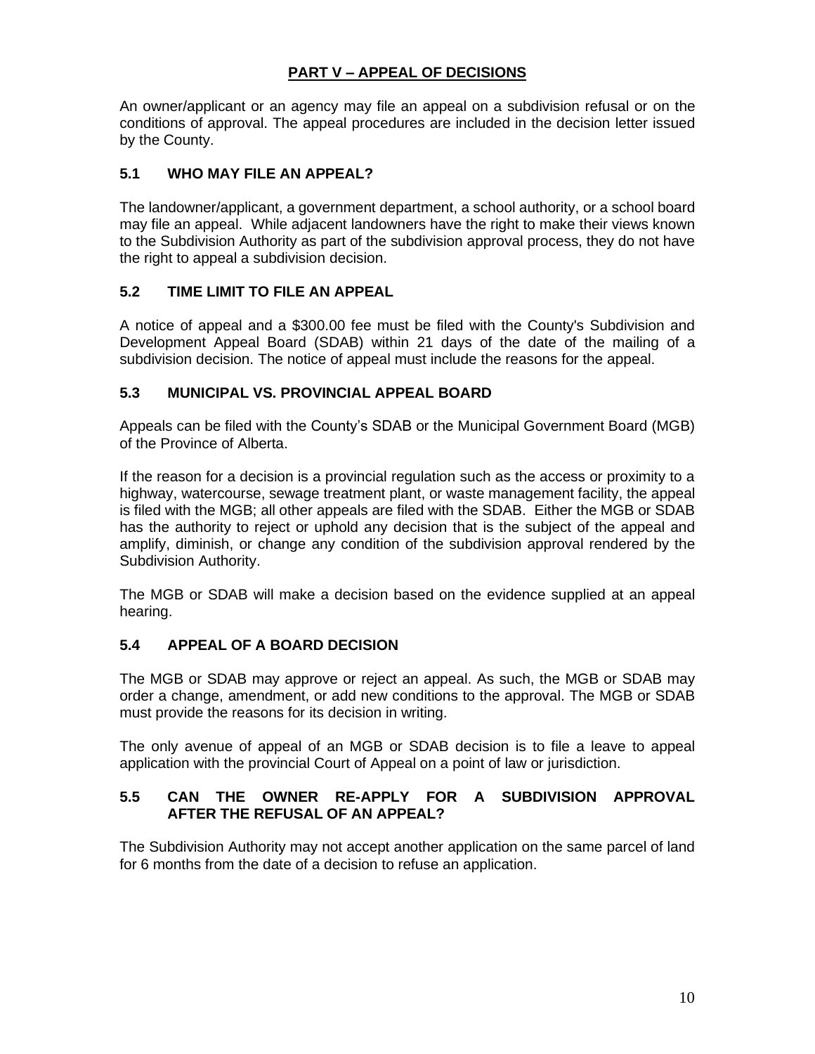## PART V – APPEAL OF DECISIONS

An owner/applicant or an agency may file an appeal on a subdivision refusal or on the conditions of approval. The appeal procedures are included in the decision letter issued by the County.

### 5.1 WHO MAY FILE AN APPEAL?

The landowner/applicant, a government department, a school authority, or a school board may file an appeal. While adjacent landowners have the right to make their views known to the Subdivision Authority as part of the subdivision approval process, they do not have the right to appeal a subdivision decision.

### 5.2 TIME LIMIT TO FILE AN APPEAL

A notice of appeal and a $300.00 fee must be filed with the County's Subdivision and Development Appeal Board (SDAB) within 21 days of the date of the mailing of a subdivision decision. The notice of appeal must include the reasons for the appeal.

### 5.3 MUNICIPAL VS. PROVINCIAL APPEAL BOARD

Appeals can be filed with the County's SDAB or the Municipal Government Board (MGB) of the Province of Alberta.

If the reason for a decision is a provincial regulation such as the access or proximity to a highway, watercourse, sewage treatment plant, or waste management facility, the appeal is filed with the MGB; all other appeals are filed with the SDAB. Either the MGB or SDAB has the authority to reject or uphold any decision that is the subject of the appeal and amplify, diminish, or change any condition of the subdivision approval rendered by the Subdivision Authority.

The MGB or SDAB will make a decision based on the evidence supplied at an appeal hearing.

### 5.4 APPEAL OF A BOARD DECISION

The MGB or SDAB may approve or reject an appeal. As such, the MGB or SDAB may order a change, amendment, or add new conditions to the approval. The MGB or SDAB must provide the reasons for its decision in writing.

The only avenue of appeal of an MGB or SDAB decision is to file a leave to appeal application with the provincial Court of Appeal on a point of law or jurisdiction.

### 5.5 CAN THE OWNER RE-APPLY FOR A SUBDIVISION APPROVAL AFTER THE REFUSAL OF AN APPEAL?

The Subdivision Authority may not accept another application on the same parcel of land for 6 months from the date of a decision to refuse an application.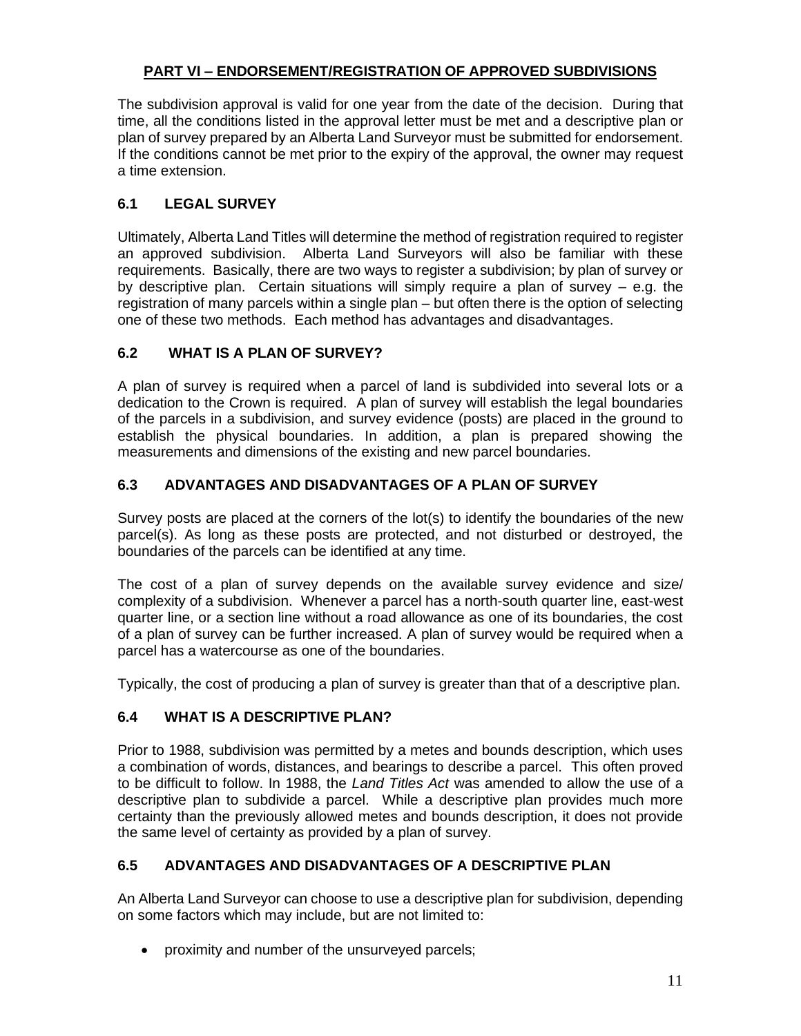## PART VI – ENDORSEMENT/REGISTRATION OF APPROVED SUBDIVISIONS

The subdivision approval is valid for one year from the date of the decision. During that time, all the conditions listed in the approval letter must be met and a descriptive plan or plan of survey prepared by an Alberta Land Surveyor must be submitted for endorsement. If the conditions cannot be met prior to the expiry of the approval, the owner may request a time extension.

### 6.1 LEGAL SURVEY

Ultimately, Alberta Land Titles will determine the method of registration required to register an approved subdivision. Alberta Land Surveyors will also be familiar with these requirements. Basically, there are two ways to register a subdivision; by plan of survey or by descriptive plan. Certain situations will simply require a plan of survey – e.g. the registration of many parcels within a single plan – but often there is the option of selecting one of these two methods. Each method has advantages and disadvantages.

### 6.2 WHAT IS A PLAN OF SURVEY?

A plan of survey is required when a parcel of land is subdivided into several lots or a dedication to the Crown is required. A plan of survey will establish the legal boundaries of the parcels in a subdivision, and survey evidence (posts) are placed in the ground to establish the physical boundaries. In addition, a plan is prepared showing the measurements and dimensions of the existing and new parcel boundaries.

### 6.3 ADVANTAGES AND DISADVANTAGES OF A PLAN OF SURVEY

Survey posts are placed at the corners of the lot(s) to identify the boundaries of the new parcel(s). As long as these posts are protected, and not disturbed or destroyed, the boundaries of the parcels can be identified at any time.

The cost of a plan of survey depends on the available survey evidence and size/ complexity of a subdivision. Whenever a parcel has a north-south quarter line, east-west quarter line, or a section line without a road allowance as one of its boundaries, the cost of a plan of survey can be further increased. A plan of survey would be required when a parcel has a watercourse as one of the boundaries.

Typically, the cost of producing a plan of survey is greater than that of a descriptive plan.

### 6.4 WHAT IS A DESCRIPTIVE PLAN?

Prior to 1988, subdivision was permitted by a metes and bounds description, which uses a combination of words, distances, and bearings to describe a parcel. This often proved to be difficult to follow. In 1988, the *Land Titles Act* was amended to allow the use of a descriptive plan to subdivide a parcel. While a descriptive plan provides much more certainty than the previously allowed metes and bounds description, it does not provide the same level of certainty as provided by a plan of survey.

### 6.5 ADVANTAGES AND DISADVANTAGES OF A DESCRIPTIVE PLAN

An Alberta Land Surveyor can choose to use a descriptive plan for subdivision, depending on some factors which may include, but are not limited to:

- proximity and number of the unsurveyed parcels;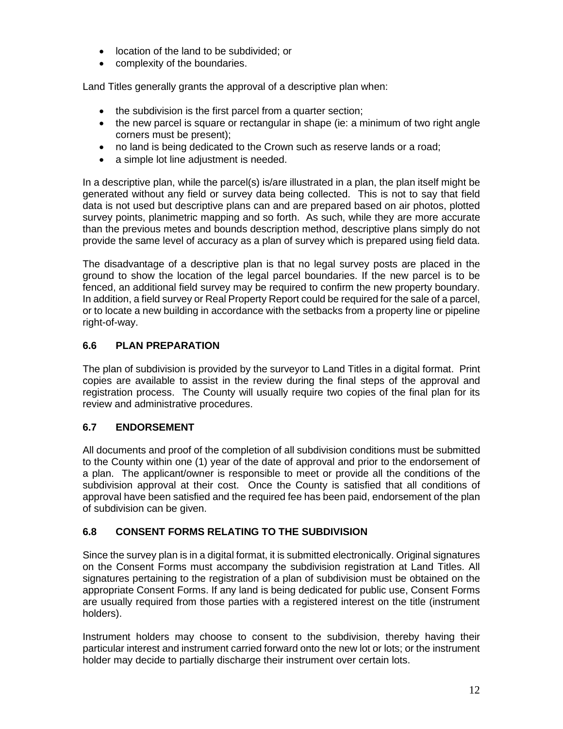- location of the land to be subdivided; or
- complexity of the boundaries.

Land Titles generally grants the approval of a descriptive plan when:

- the subdivision is the first parcel from a quarter section;
- the new parcel is square or rectangular in shape (ie: a minimum of two right angle corners must be present);
- no land is being dedicated to the Crown such as reserve lands or a road;
- a simple lot line adjustment is needed.

In a descriptive plan, while the parcel(s) is/are illustrated in a plan, the plan itself might be generated without any field or survey data being collected. This is not to say that field data is not used but descriptive plans can and are prepared based on air photos, plotted survey points, planimetric mapping and so forth. As such, while they are more accurate than the previous metes and bounds description method, descriptive plans simply do not provide the same level of accuracy as a plan of survey which is prepared using field data.

The disadvantage of a descriptive plan is that no legal survey posts are placed in the ground to show the location of the legal parcel boundaries. If the new parcel is to be fenced, an additional field survey may be required to confirm the new property boundary. In addition, a field survey or Real Property Report could be required for the sale of a parcel, or to locate a new building in accordance with the setbacks from a property line or pipeline right-of-way.

### 6.6 PLAN PREPARATION

The plan of subdivision is provided by the surveyor to Land Titles in a digital format. Print copies are available to assist in the review during the final steps of the approval and registration process. The County will usually require two copies of the final plan for its review and administrative procedures.

### 6.7 ENDORSEMENT

All documents and proof of the completion of all subdivision conditions must be submitted to the County within one (1) year of the date of approval and prior to the endorsement of a plan. The applicant/owner is responsible to meet or provide all the conditions of the subdivision approval at their cost. Once the County is satisfied that all conditions of approval have been satisfied and the required fee has been paid, endorsement of the plan of subdivision can be given.

### 6.8 CONSENT FORMS RELATING TO THE SUBDIVISION

Since the survey plan is in a digital format, it is submitted electronically. Original signatures on the Consent Forms must accompany the subdivision registration at Land Titles. All signatures pertaining to the registration of a plan of subdivision must be obtained on the appropriate Consent Forms. If any land is being dedicated for public use, Consent Forms are usually required from those parties with a registered interest on the title (instrument holders).

Instrument holders may choose to consent to the subdivision, thereby having their particular interest and instrument carried forward onto the new lot or lots; or the instrument holder may decide to partially discharge their instrument over certain lots.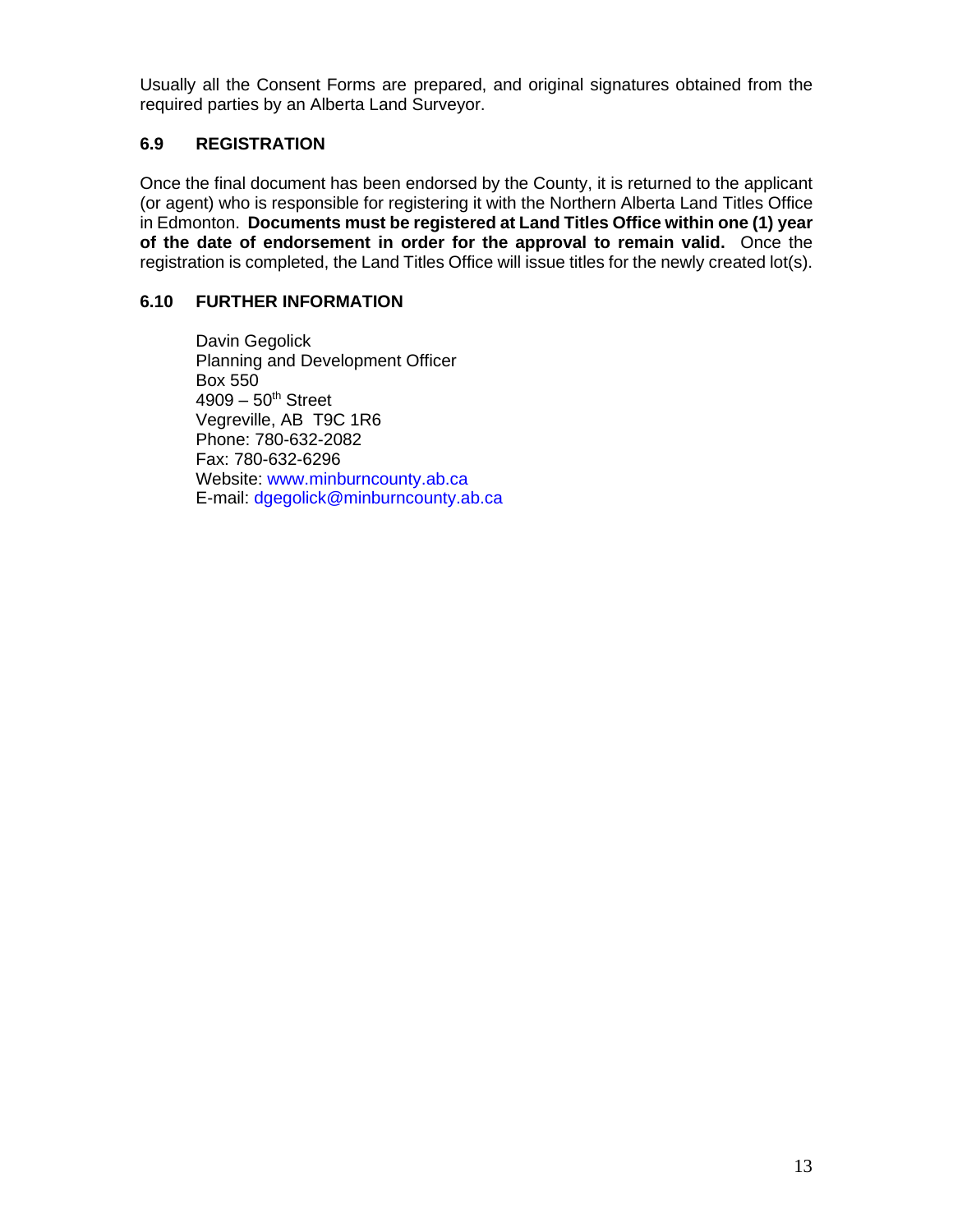Usually all the Consent Forms are prepared, and original signatures obtained from the required parties by an Alberta Land Surveyor.

### 6.9 REGISTRATION

Once the final document has been endorsed by the County, it is returned to the applicant (or agent) who is responsible for registering it with the Northern Alberta Land Titles Office in Edmonton. **Documents must be registered at Land Titles Office within one (1) year of the date of endorsement in order for the approval to remain valid.** Once the registration is completed, the Land Titles Office will issue titles for the newly created lot(s).

### 6.10 FURTHER INFORMATION

Davin Gegolick
Planning and Development Officer
Box 550
4909 – 50th Street
Vegreville, AB T9C 1R6
Phone: 780-632-2082
Fax: 780-632-6296
Website: www.minburncounty.ab.ca
E-mail: dgegolick@minburncounty.ab.ca